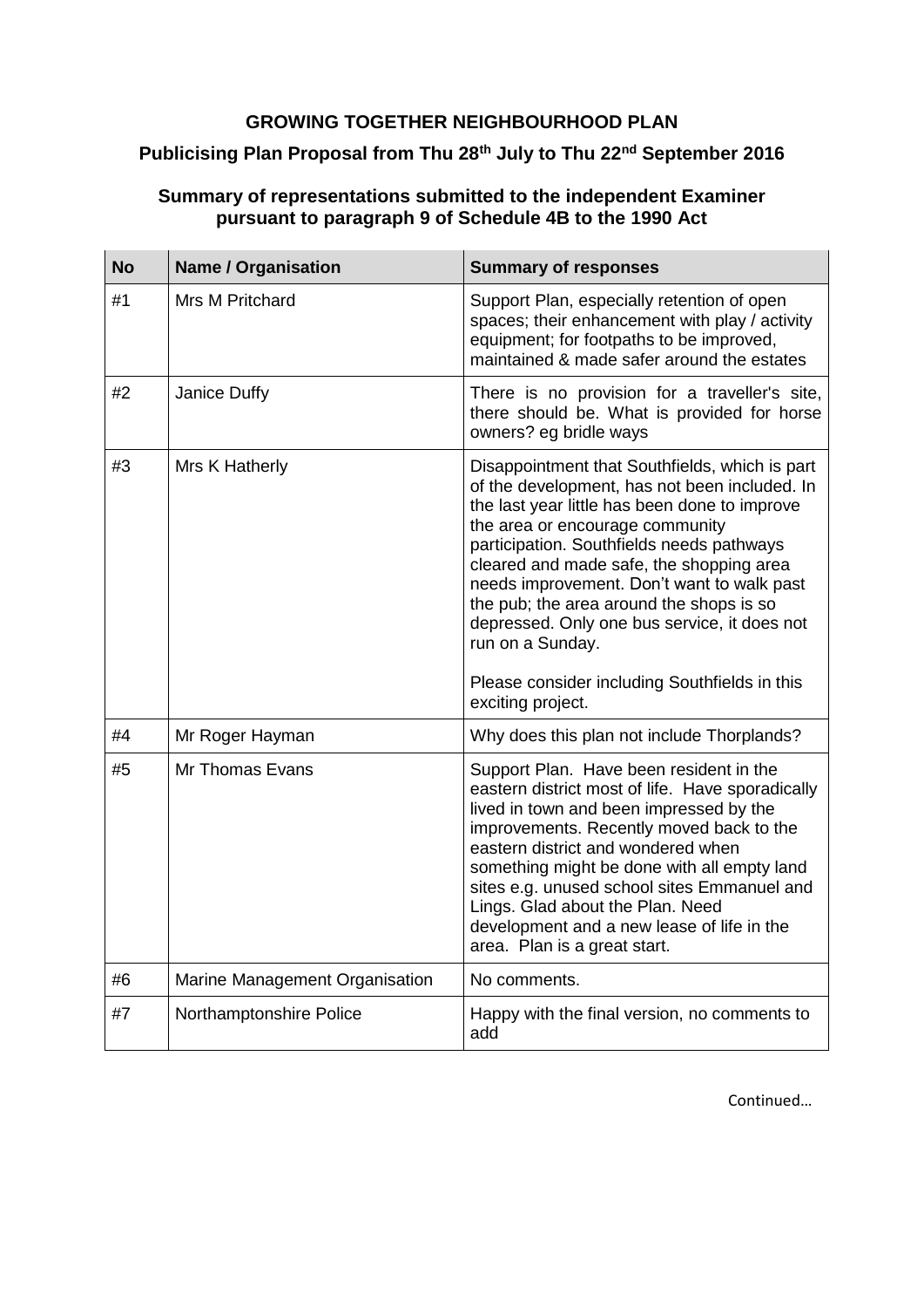**GROWING TOGETHER NEIGHBOURHOOD PLAN**

**Publicising Plan Proposal from Thu 28th July to Thu 22nd September 2016**

**Summary of representations submitted to the independent Examiner pursuant to paragraph 9 of Schedule 4B to the 1990 Act**

| No | Name / Organisation | Summary of responses |
|---|---|---|
| #1 | Mrs M Pritchard | Support Plan, especially retention of open spaces; their enhancement with play / activity equipment; for footpaths to be improved, maintained & made safer around the estates |
| #2 | Janice Duffy | There is no provision for a traveller's site, there should be. What is provided for horse owners? eg bridle ways |
| #3 | Mrs K Hatherly | Disappointment that Southfields, which is part of the development, has not been included. In the last year little has been done to improve the area or encourage community participation. Southfields needs pathways cleared and made safe, the shopping area needs improvement. Don't want to walk past the pub; the area around the shops is so depressed. Only one bus service, it does not run on a Sunday.<br><br>Please consider including Southfields in this exciting project. |
| #4 | Mr Roger Hayman | Why does this plan not include Thorplands? |
| #5 | Mr Thomas Evans | Support Plan. Have been resident in the eastern district most of life. Have sporadically lived in town and been impressed by the improvements. Recently moved back to the eastern district and wondered when something might be done with all empty land sites e.g. unused school sites Emmanuel and Lings. Glad about the Plan. Need development and a new lease of life in the area. Plan is a great start. |
| #6 | Marine Management Organisation | No comments. |
| #7 | Northamptonshire Police | Happy with the final version, no comments to add |

Continued…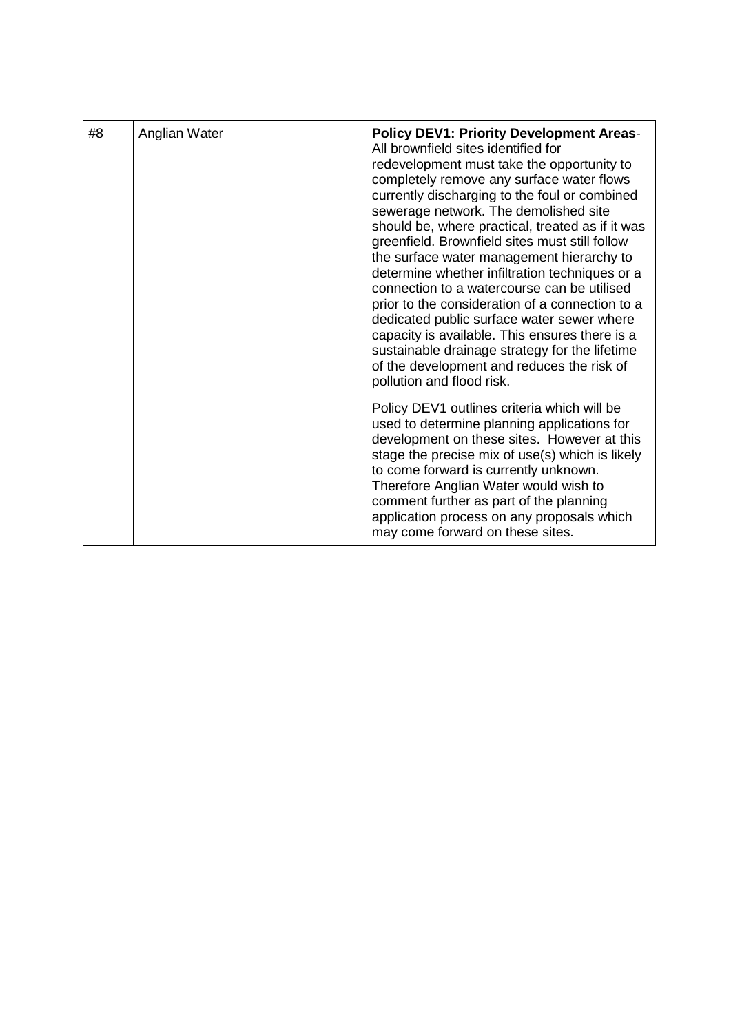| | | |
|---|---|---|
| #8 | Anglian Water | **Policy DEV1: Priority Development Areas**- All brownfield sites identified for redevelopment must take the opportunity to completely remove any surface water flows currently discharging to the foul or combined sewerage network. The demolished site should be, where practical, treated as if it was greenfield. Brownfield sites must still follow the surface water management hierarchy to determine whether infiltration techniques or a connection to a watercourse can be utilised prior to the consideration of a connection to a dedicated public surface water sewer where capacity is available. This ensures there is a sustainable drainage strategy for the lifetime of the development and reduces the risk of pollution and flood risk. |
| | | Policy DEV1 outlines criteria which will be used to determine planning applications for development on these sites. However at this stage the precise mix of use(s) which is likely to come forward is currently unknown. Therefore Anglian Water would wish to comment further as part of the planning application process on any proposals which may come forward on these sites. |